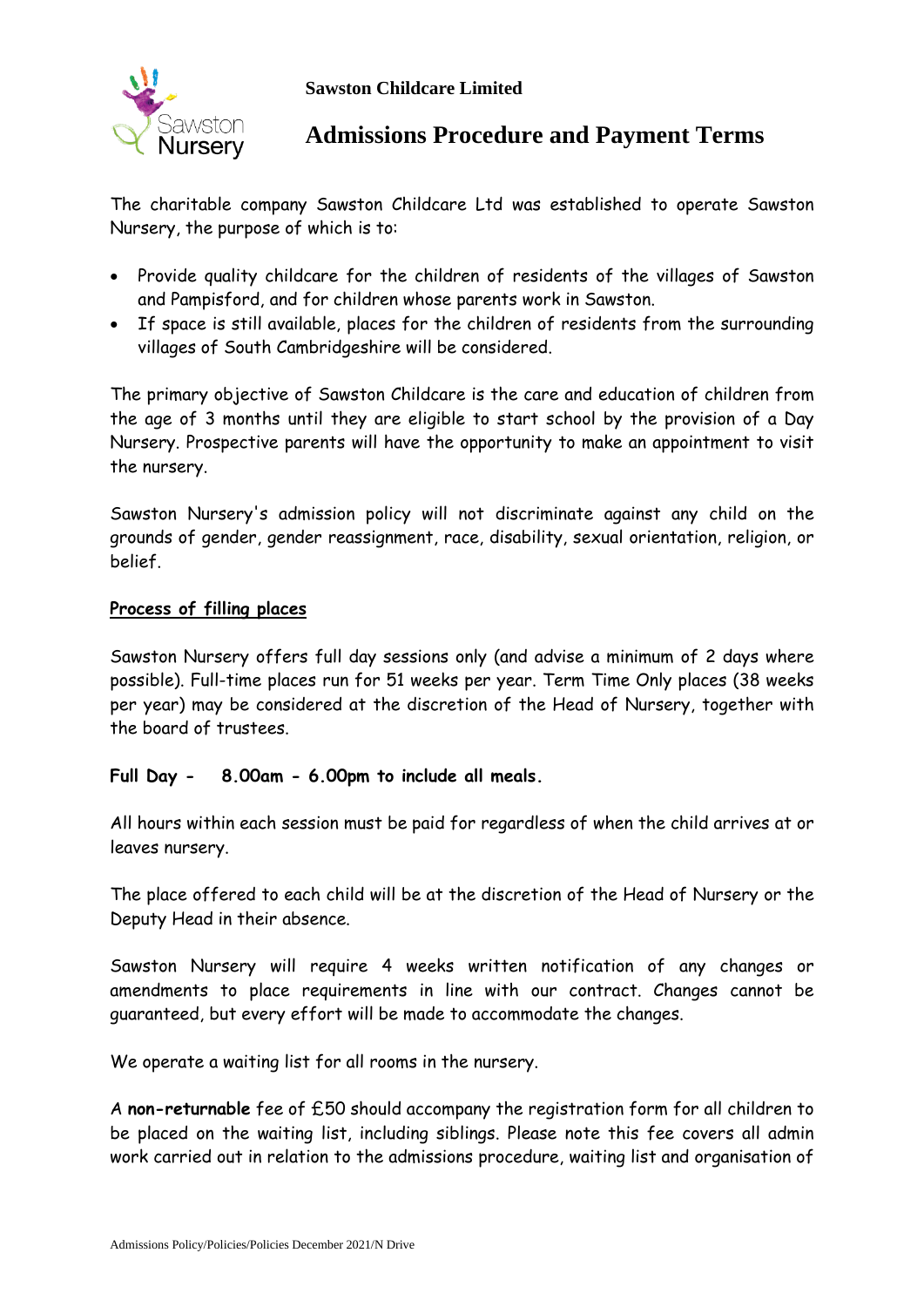**Sawston Childcare Limited**

# Admissions Procedure and Payment Terms

The charitable company Sawston Childcare Ltd was established to operate Sawston Nursery, the purpose of which is to:

- Provide quality childcare for the children of residents of the villages of Sawston and Pampisford, and for children whose parents work in Sawston.
- If space is still available, places for the children of residents from the surrounding villages of South Cambridgeshire will be considered.

The primary objective of Sawston Childcare is the care and education of children from the age of 3 months until they are eligible to start school by the provision of a Day Nursery. Prospective parents will have the opportunity to make an appointment to visit the nursery.

Sawston Nursery's admission policy will not discriminate against any child on the grounds of gender, gender reassignment, race, disability, sexual orientation, religion, or belief.

## Process of filling places

Sawston Nursery offers full day sessions only (and advise a minimum of 2 days where possible). Full-time places run for 51 weeks per year. Term Time Only places (38 weeks per year) may be considered at the discretion of the Head of Nursery, together with the board of trustees.

**Full Day - 8.00am - 6.00pm to include all meals.**

All hours within each session must be paid for regardless of when the child arrives at or leaves nursery.

The place offered to each child will be at the discretion of the Head of Nursery or the Deputy Head in their absence.

Sawston Nursery will require 4 weeks written notification of any changes or amendments to place requirements in line with our contract. Changes cannot be guaranteed, but every effort will be made to accommodate the changes.

We operate a waiting list for all rooms in the nursery.

A **non-returnable** fee of £50 should accompany the registration form for all children to be placed on the waiting list, including siblings. Please note this fee covers all admin work carried out in relation to the admissions procedure, waiting list and organisation of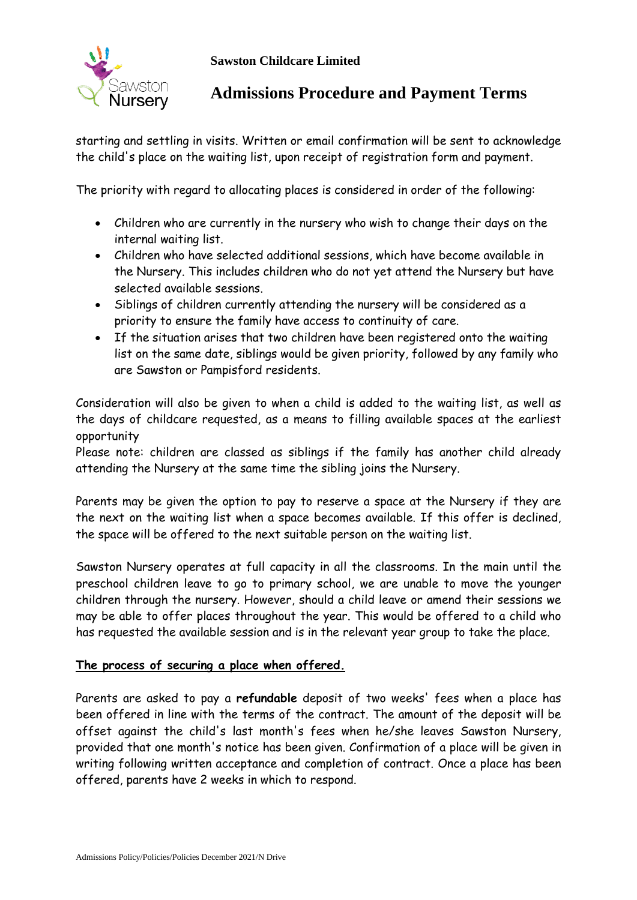starting and settling in visits. Written or email confirmation will be sent to acknowledge the child's place on the waiting list, upon receipt of registration form and payment.

The priority with regard to allocating places is considered in order of the following:

- Children who are currently in the nursery who wish to change their days on the internal waiting list.
- Children who have selected additional sessions, which have become available in the Nursery. This includes children who do not yet attend the Nursery but have selected available sessions.
- Siblings of children currently attending the nursery will be considered as a priority to ensure the family have access to continuity of care.
- If the situation arises that two children have been registered onto the waiting list on the same date, siblings would be given priority, followed by any family who are Sawston or Pampisford residents.

Consideration will also be given to when a child is added to the waiting list, as well as the days of childcare requested, as a means to filling available spaces at the earliest opportunity

Please note: children are classed as siblings if the family has another child already attending the Nursery at the same time the sibling joins the Nursery.

Parents may be given the option to pay to reserve a space at the Nursery if they are the next on the waiting list when a space becomes available. If this offer is declined, the space will be offered to the next suitable person on the waiting list.

Sawston Nursery operates at full capacity in all the classrooms. In the main until the preschool children leave to go to primary school, we are unable to move the younger children through the nursery. However, should a child leave or amend their sessions we may be able to offer places throughout the year. This would be offered to a child who has requested the available session and is in the relevant year group to take the place.

## The process of securing a place when offered.

Parents are asked to pay a **refundable** deposit of two weeks' fees when a place has been offered in line with the terms of the contract. The amount of the deposit will be offset against the child's last month's fees when he/she leaves Sawston Nursery, provided that one month's notice has been given. Confirmation of a place will be given in writing following written acceptance and completion of contract. Once a place has been offered, parents have 2 weeks in which to respond.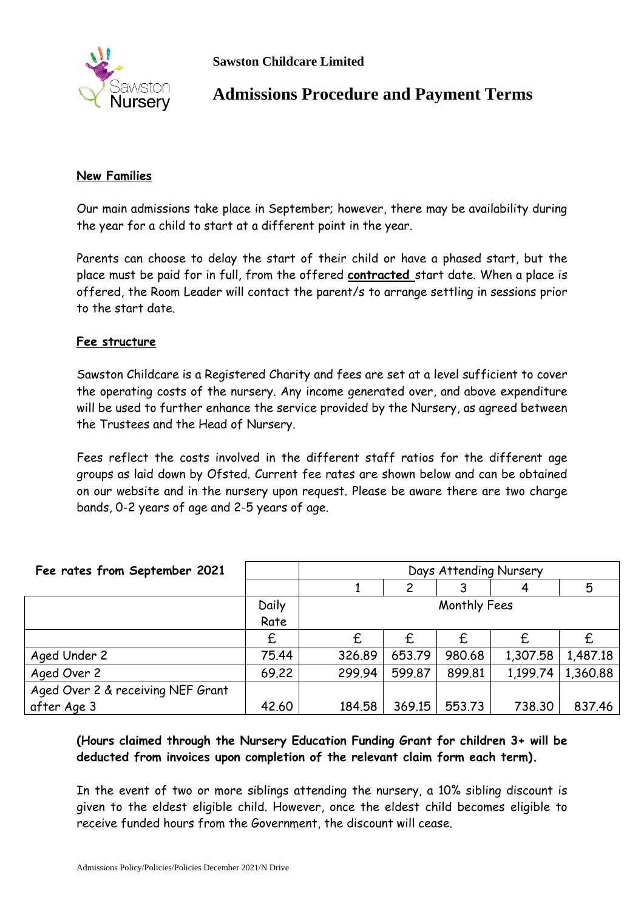**Sawston Childcare Limited**

# Admissions Procedure and Payment Terms

**New Families**

Our main admissions take place in September; however, there may be availability during the year for a child to start at a different point in the year.

Parents can choose to delay the start of their child or have a phased start, but the place must be paid for in full, from the offered **contracted** start date. When a place is offered, the Room Leader will contact the parent/s to arrange settling in sessions prior to the start date.

**Fee structure**

Sawston Childcare is a Registered Charity and fees are set at a level sufficient to cover the operating costs of the nursery. Any income generated over, and above expenditure will be used to further enhance the service provided by the Nursery, as agreed between the Trustees and the Head of Nursery.

Fees reflect the costs involved in the different staff ratios for the different age groups as laid down by Ofsted. Current fee rates are shown below and can be obtained on our website and in the nursery upon request. Please be aware there are two charge bands, 0-2 years of age and 2-5 years of age.

| **Fee rates from September 2021** | | Days Attending Nursery | | | | |
|---|---|---|---|---|---|---|
| | | 1 | 2 | 3 | 4 | 5 |
| | Daily Rate | Monthly Fees | | | | |
| | £ | £ | £ | £ | £ | £ |
| Aged Under 2 | 75.44 | 326.89 | 653.79 | 980.68 | 1,307.58 | 1,487.18 |
| Aged Over 2 | 69.22 | 299.94 | 599.87 | 899.81 | 1,199.74 | 1,360.88 |
| Aged Over 2 & receiving NEF Grant after Age 3 | 42.60 | 184.58 | 369.15 | 553.73 | 738.30 | 837.46 |

**(Hours claimed through the Nursery Education Funding Grant for children 3+ will be deducted from invoices upon completion of the relevant claim form each term).**

In the event of two or more siblings attending the nursery, a 10% sibling discount is given to the eldest eligible child. However, once the eldest child becomes eligible to receive funded hours from the Government, the discount will cease.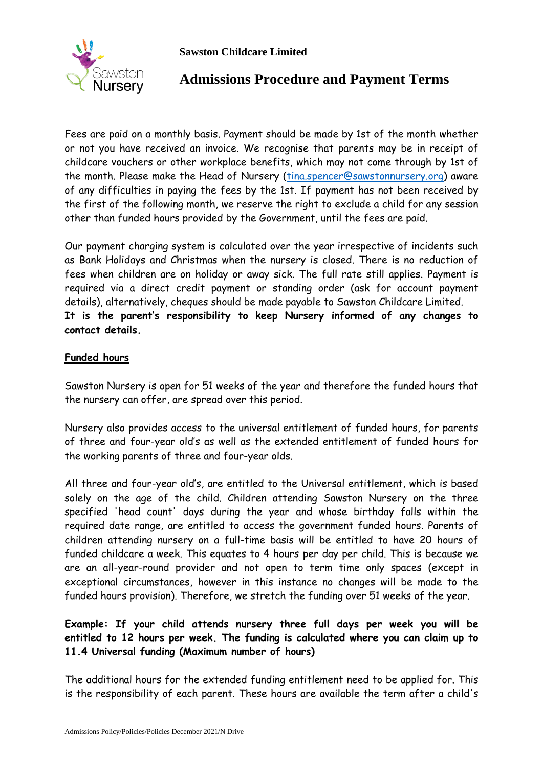**Sawston Childcare Limited**

# Admissions Procedure and Payment Terms

Fees are paid on a monthly basis. Payment should be made by 1st of the month whether or not you have received an invoice. We recognise that parents may be in receipt of childcare vouchers or other workplace benefits, which may not come through by 1st of the month. Please make the Head of Nursery (tina.spencer@sawstonnursery.org) aware of any difficulties in paying the fees by the 1st. If payment has not been received by the first of the following month, we reserve the right to exclude a child for any session other than funded hours provided by the Government, until the fees are paid.

Our payment charging system is calculated over the year irrespective of incidents such as Bank Holidays and Christmas when the nursery is closed. There is no reduction of fees when children are on holiday or away sick. The full rate still applies. Payment is required via a direct credit payment or standing order (ask for account payment details), alternatively, cheques should be made payable to Sawston Childcare Limited.
**It is the parent's responsibility to keep Nursery informed of any changes to contact details.**

**Funded hours**

Sawston Nursery is open for 51 weeks of the year and therefore the funded hours that the nursery can offer, are spread over this period.

Nursery also provides access to the universal entitlement of funded hours, for parents of three and four-year old's as well as the extended entitlement of funded hours for the working parents of three and four-year olds.

All three and four-year old's, are entitled to the Universal entitlement, which is based solely on the age of the child. Children attending Sawston Nursery on the three specified 'head count' days during the year and whose birthday falls within the required date range, are entitled to access the government funded hours. Parents of children attending nursery on a full-time basis will be entitled to have 20 hours of funded childcare a week. This equates to 4 hours per day per child. This is because we are an all-year-round provider and not open to term time only spaces (except in exceptional circumstances, however in this instance no changes will be made to the funded hours provision). Therefore, we stretch the funding over 51 weeks of the year.

**Example: If your child attends nursery three full days per week you will be entitled to 12 hours per week. The funding is calculated where you can claim up to 11.4 Universal funding (Maximum number of hours)**

The additional hours for the extended funding entitlement need to be applied for. This is the responsibility of each parent. These hours are available the term after a child's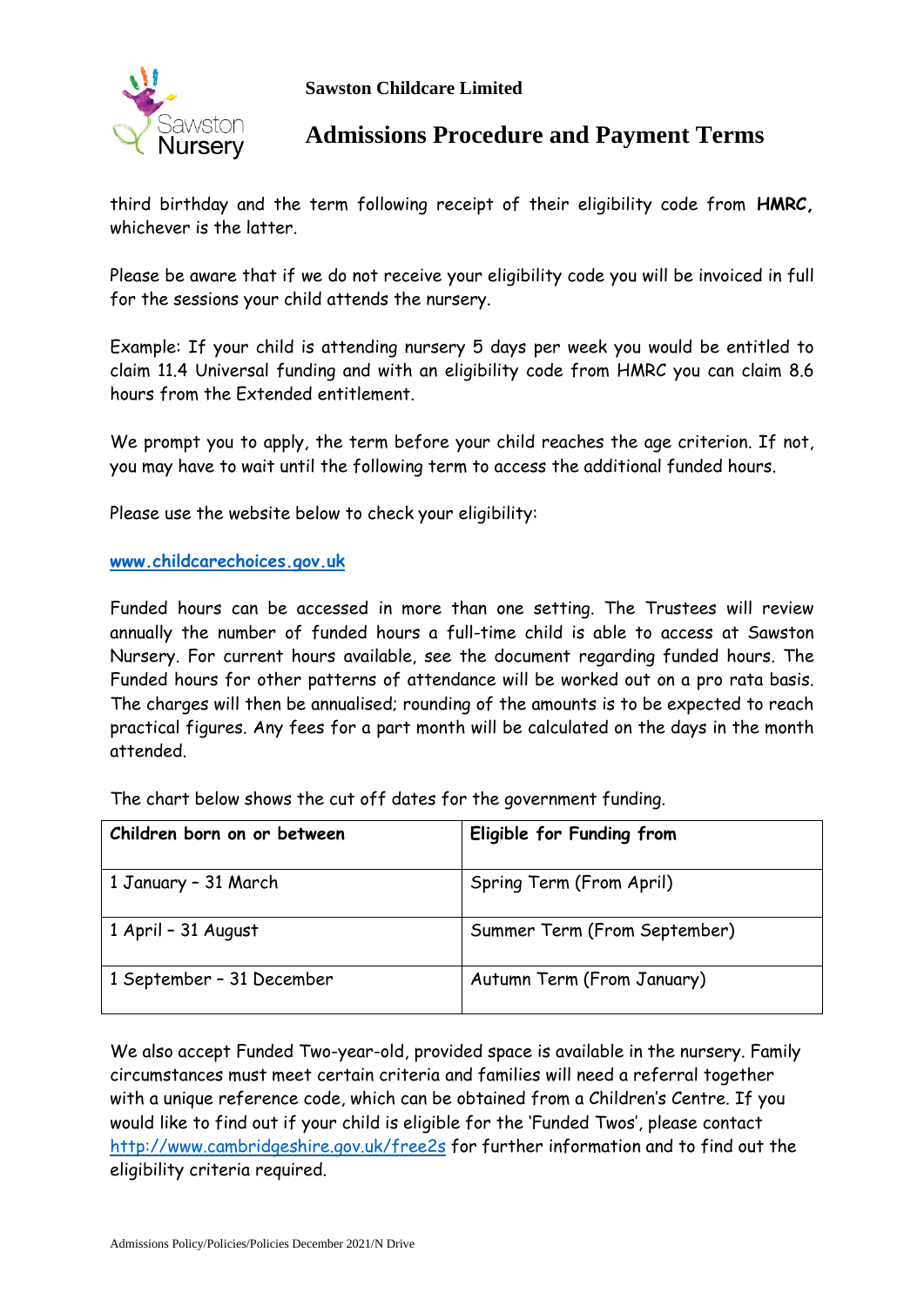third birthday and the term following receipt of their eligibility code from **HMRC,** whichever is the latter.

Please be aware that if we do not receive your eligibility code you will be invoiced in full for the sessions your child attends the nursery.

Example: If your child is attending nursery 5 days per week you would be entitled to claim 11.4 Universal funding and with an eligibility code from HMRC you can claim 8.6 hours from the Extended entitlement.

We prompt you to apply, the term before your child reaches the age criterion. If not, you may have to wait until the following term to access the additional funded hours.

Please use the website below to check your eligibility:

**www.childcarechoices.gov.uk**

Funded hours can be accessed in more than one setting. The Trustees will review annually the number of funded hours a full-time child is able to access at Sawston Nursery. For current hours available, see the document regarding funded hours. The Funded hours for other patterns of attendance will be worked out on a pro rata basis. The charges will then be annualised; rounding of the amounts is to be expected to reach practical figures. Any fees for a part month will be calculated on the days in the month attended.

The chart below shows the cut off dates for the government funding.

| **Children born on or between** | **Eligible for Funding from** |
|---|---|
| 1 January – 31 March | Spring Term (From April) |
| 1 April – 31 August | Summer Term (From September) |
| 1 September – 31 December | Autumn Term (From January) |

We also accept Funded Two-year-old, provided space is available in the nursery. Family circumstances must meet certain criteria and families will need a referral together with a unique reference code, which can be obtained from a Children's Centre. If you would like to find out if your child is eligible for the 'Funded Twos', please contact http://www.cambridgeshire.gov.uk/free2s for further information and to find out the eligibility criteria required.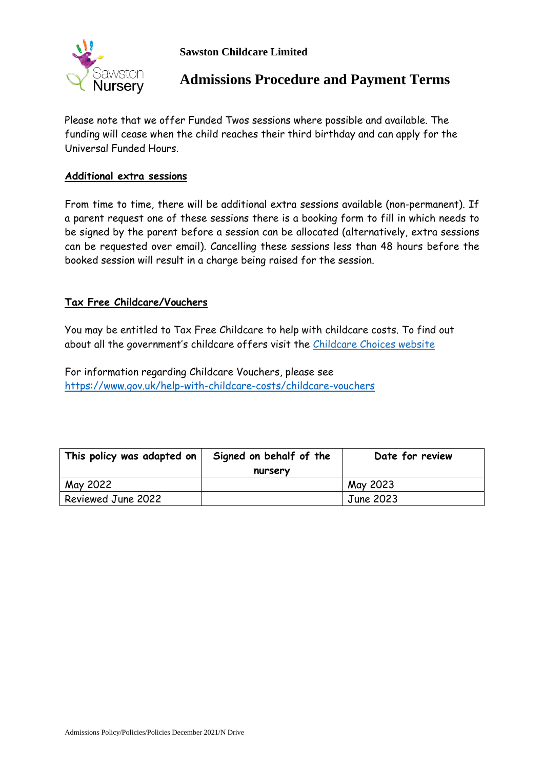Sawston Childcare Limited

# Admissions Procedure and Payment Terms

Please note that we offer Funded Twos sessions where possible and available. The funding will cease when the child reaches their third birthday and can apply for the Universal Funded Hours.

## **Additional extra sessions**

From time to time, there will be additional extra sessions available (non-permanent). If a parent request one of these sessions there is a booking form to fill in which needs to be signed by the parent before a session can be allocated (alternatively, extra sessions can be requested over email). Cancelling these sessions less than 48 hours before the booked session will result in a charge being raised for the session.

## **Tax Free Childcare/Vouchers**

You may be entitled to Tax Free Childcare to help with childcare costs. To find out about all the government's childcare offers visit the Childcare Choices website

For information regarding Childcare Vouchers, please see https://www.gov.uk/help-with-childcare-costs/childcare-vouchers

| This policy was adapted on | Signed on behalf of the nursery | Date for review |
|---|---|---|
| May 2022 | | May 2023 |
| Reviewed June 2022 | | June 2023 |